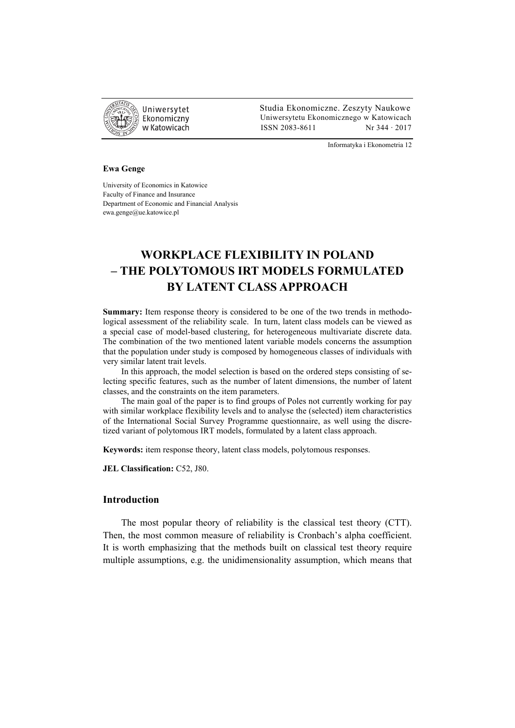Informatyka i Ekonometria 12

**Ewa Genge**

University of Economics in Katowice
Faculty of Finance and Insurance
Department of Economic and Financial Analysis
ewa.genge@ue.katowice.pl

# WORKPLACE FLEXIBILITY IN POLAND – THE POLYTOMOUS IRT MODELS FORMULATED BY LATENT CLASS APPROACH

**Summary:** Item response theory is considered to be one of the two trends in methodological assessment of the reliability scale. In turn, latent class models can be viewed as a special case of model-based clustering, for heterogeneous multivariate discrete data. The combination of the two mentioned latent variable models concerns the assumption that the population under study is composed by homogeneous classes of individuals with very similar latent trait levels.

In this approach, the model selection is based on the ordered steps consisting of selecting specific features, such as the number of latent dimensions, the number of latent classes, and the constraints on the item parameters.

The main goal of the paper is to find groups of Poles not currently working for pay with similar workplace flexibility levels and to analyse the (selected) item characteristics of the International Social Survey Programme questionnaire, as well using the discretized variant of polytomous IRT models, formulated by a latent class approach.

**Keywords:** item response theory, latent class models, polytomous responses.

**JEL Classification:** C52, J80.

## Introduction

The most popular theory of reliability is the classical test theory (CTT). Then, the most common measure of reliability is Cronbach's alpha coefficient. It is worth emphasizing that the methods built on classical test theory require multiple assumptions, e.g. the unidimensionality assumption, which means that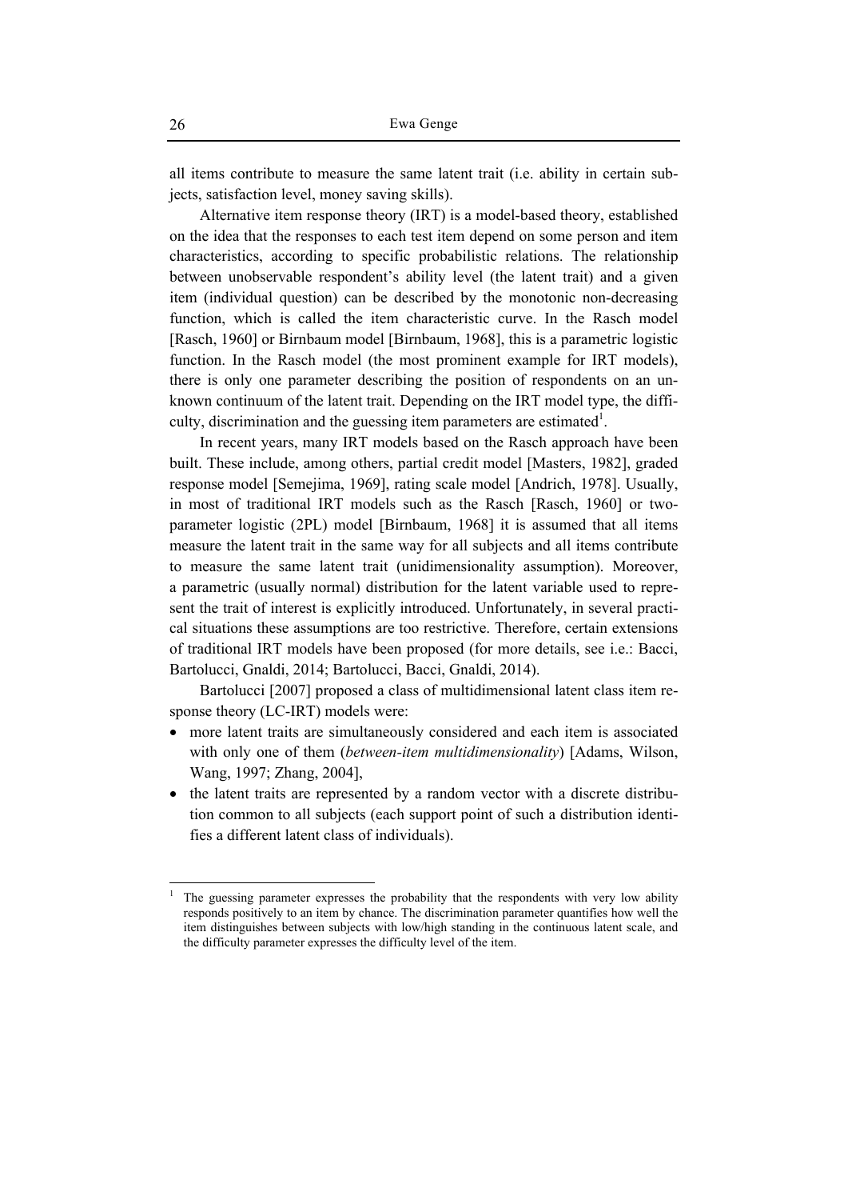all items contribute to measure the same latent trait (i.e. ability in certain subjects, satisfaction level, money saving skills).

Alternative item response theory (IRT) is a model-based theory, established on the idea that the responses to each test item depend on some person and item characteristics, according to specific probabilistic relations. The relationship between unobservable respondent's ability level (the latent trait) and a given item (individual question) can be described by the monotonic non-decreasing function, which is called the item characteristic curve. In the Rasch model [Rasch, 1960] or Birnbaum model [Birnbaum, 1968], this is a parametric logistic function. In the Rasch model (the most prominent example for IRT models), there is only one parameter describing the position of respondents on an unknown continuum of the latent trait. Depending on the IRT model type, the difficulty, discrimination and the guessing item parameters are estimated[1].

In recent years, many IRT models based on the Rasch approach have been built. These include, among others, partial credit model [Masters, 1982], graded response model [Semejima, 1969], rating scale model [Andrich, 1978]. Usually, in most of traditional IRT models such as the Rasch [Rasch, 1960] or two-parameter logistic (2PL) model [Birnbaum, 1968] it is assumed that all items measure the latent trait in the same way for all subjects and all items contribute to measure the same latent trait (unidimensionality assumption). Moreover, a parametric (usually normal) distribution for the latent variable used to represent the trait of interest is explicitly introduced. Unfortunately, in several practical situations these assumptions are too restrictive. Therefore, certain extensions of traditional IRT models have been proposed (for more details, see i.e.: Bacci, Bartolucci, Gnaldi, 2014; Bartolucci, Bacci, Gnaldi, 2014).

Bartolucci [2007] proposed a class of multidimensional latent class item response theory (LC-IRT) models were:

- more latent traits are simultaneously considered and each item is associated with only one of them (*between-item multidimensionality*) [Adams, Wilson, Wang, 1997; Zhang, 2004],
- the latent traits are represented by a random vector with a discrete distribution common to all subjects (each support point of such a distribution identifies a different latent class of individuals).

---

[1] The guessing parameter expresses the probability that the respondents with very low ability responds positively to an item by chance. The discrimination parameter quantifies how well the item distinguishes between subjects with low/high standing in the continuous latent scale, and the difficulty parameter expresses the difficulty level of the item.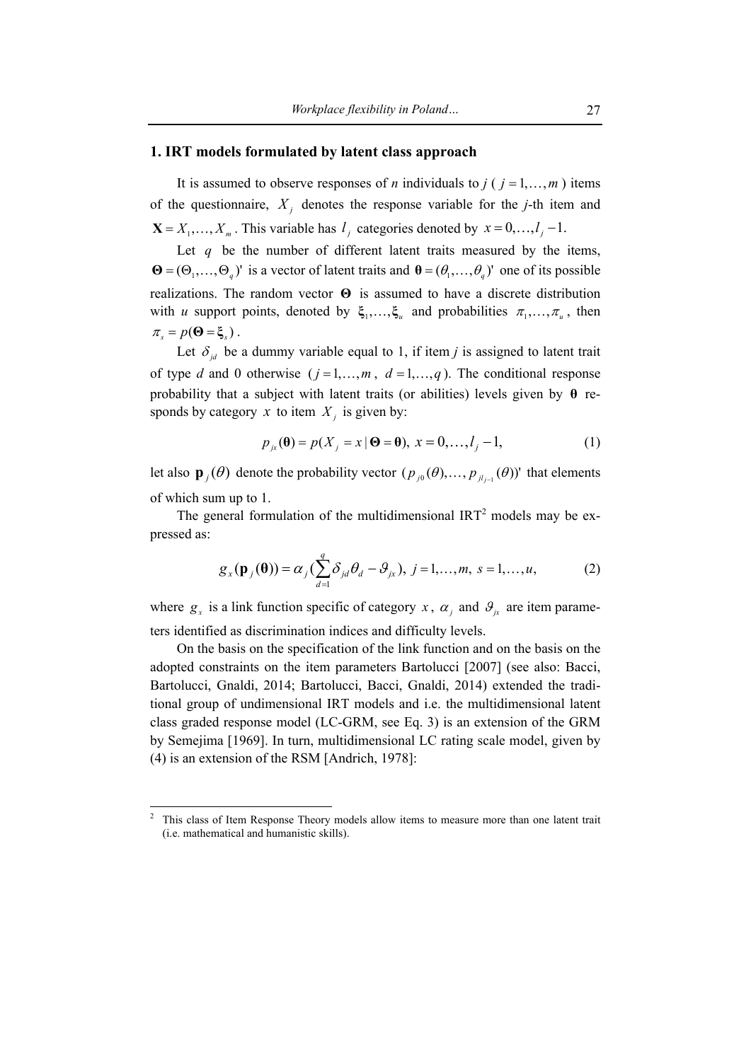## 1. IRT models formulated by latent class approach

It is assumed to observe responses of *n* individuals to *j* ( $j = 1,\ldots,m$ ) items of the questionnaire, $X_j$ denotes the response variable for the *j*-th item and $\mathbf{X} = X_1,\ldots,X_m$. This variable has $l_j$ categories denoted by $x = 0,\ldots,l_j - 1.$

Let $q$ be the number of different latent traits measured by the items, $\mathbf{\Theta} = (\Theta_1,\ldots,\Theta_q)'$ is a vector of latent traits and $\mathbf{\theta} = (\theta_1,\ldots,\theta_q)'$ one of its possible realizations. The random vector $\mathbf{\Theta}$ is assumed to have a discrete distribution with *u* support points, denoted by $\mathbf{\xi}_1,\ldots,\mathbf{\xi}_u$ and probabilities $\pi_1,\ldots,\pi_u$, then $\pi_s = p(\mathbf{\Theta} = \mathbf{\xi}_s)$.

Let $\delta_{jd}$ be a dummy variable equal to 1, if item *j* is assigned to latent trait of type *d* and 0 otherwise ( $j = 1,\ldots,m$, $d = 1,\ldots,q$ ). The conditional response probability that a subject with latent traits (or abilities) levels given by $\mathbf{\theta}$ responds by category $x$ to item $X_j$ is given by:

$$p_{jx}(\mathbf{\theta}) = p(X_j = x \mid \mathbf{\Theta} = \mathbf{\theta}),\ x = 0,\ldots,l_j - 1, \tag{1}$$

let also $\mathbf{p}_j(\theta)$ denote the probability vector $(p_{j0}(\theta),\ldots,p_{jl_j-1}(\theta))'$ that elements of which sum up to 1.

The general formulation of the multidimensional IRT[2] models may be expressed as:

$$g_x(\mathbf{p}_j(\mathbf{\theta})) = \alpha_j(\sum_{d=1}^{q}\delta_{jd}\theta_d - \vartheta_{jx}),\ j = 1,\ldots,m,\ s = 1,\ldots,u, \tag{2}$$

where $g_x$ is a link function specific of category $x$, $\alpha_j$ and $\vartheta_{jx}$ are item parameters identified as discrimination indices and difficulty levels.

On the basis on the specification of the link function and on the basis on the adopted constraints on the item parameters Bartolucci [2007] (see also: Bacci, Bartolucci, Gnaldi, 2014; Bartolucci, Bacci, Gnaldi, 2014) extended the traditional group of undimensional IRT models and i.e. the multidimensional latent class graded response model (LC-GRM, see Eq. 3) is an extension of the GRM by Semejima [1969]. In turn, multidimensional LC rating scale model, given by (4) is an extension of the RSM [Andrich, 1978]:

---

[2] This class of Item Response Theory models allow items to measure more than one latent trait (i.e. mathematical and humanistic skills).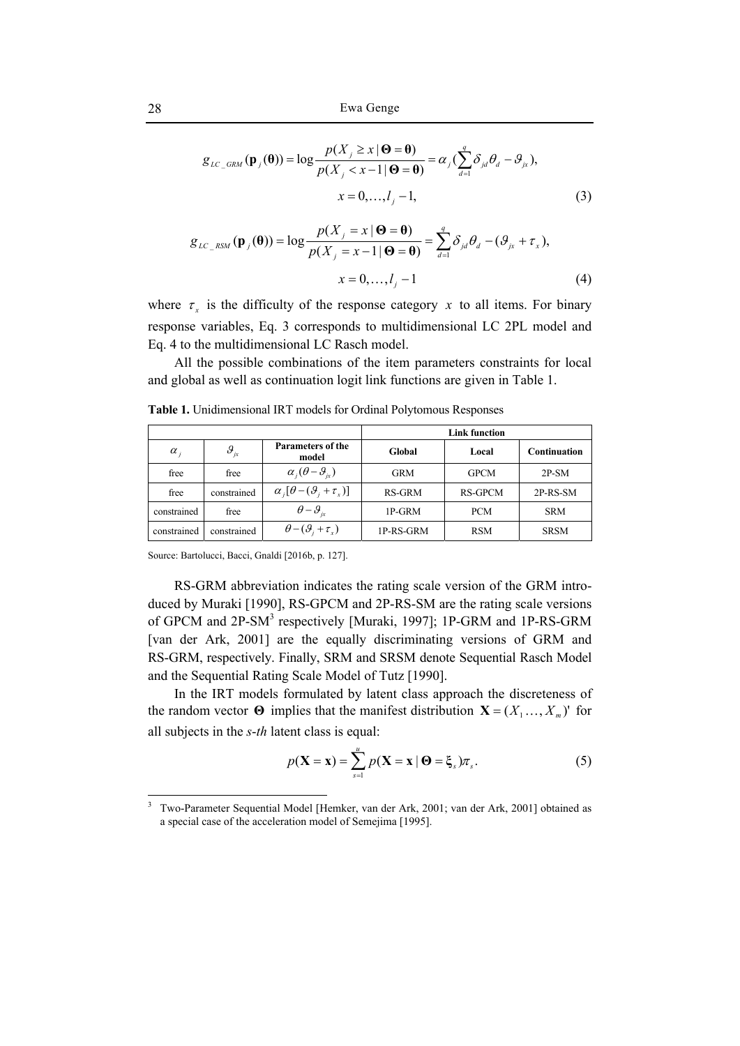$$g_{LC\_GRM}(\mathbf{p}_j(\boldsymbol{\theta})) = \log \frac{p(X_j \geq x \mid \boldsymbol{\Theta} = \boldsymbol{\theta})}{p(X_j < x-1 \mid \boldsymbol{\Theta} = \boldsymbol{\theta})} = \alpha_j (\sum_{d=1}^{q} \delta_{jd}\theta_d - \vartheta_{jx}),$$

$$x = 0, \ldots, l_j - 1, \tag{3}$$

$$g_{LC\_RSM}(\mathbf{p}_j(\boldsymbol{\theta})) = \log \frac{p(X_j = x \mid \boldsymbol{\Theta} = \boldsymbol{\theta})}{p(X_j = x-1 \mid \boldsymbol{\Theta} = \boldsymbol{\theta})} = \sum_{d=1}^{q} \delta_{jd}\theta_d - (\vartheta_{jx} + \tau_x),$$

$$x = 0, \ldots, l_j - 1 \tag{4}$$

where $\tau_x$ is the difficulty of the response category $x$ to all items. For binary response variables, Eq. 3 corresponds to multidimensional LC 2PL model and Eq. 4 to the multidimensional LC Rasch model.

All the possible combinations of the item parameters constraints for local and global as well as continuation logit link functions are given in Table 1.

**Table 1.** Unidimensional IRT models for Ordinal Polytomous Responses

| | | | Link function | | |
|---|---|---|---|---|---|
| $\alpha_j$ | $\vartheta_{jx}$ | Parameters of the model | Global | Local | Continuation |
| free | free | $\alpha_j(\theta - \vartheta_{jx})$ | GRM | GPCM | 2P-SM |
| free | constrained | $\alpha_j[\theta - (\vartheta_j + \tau_x)]$ | RS-GRM | RS-GPCM | 2P-RS-SM |
| constrained | free | $\theta - \vartheta_{jx}$ | 1P-GRM | PCM | SRM |
| constrained | constrained | $\theta - (\vartheta_j + \tau_x)$ | 1P-RS-GRM | RSM | SRSM |

Source: Bartolucci, Bacci, Gnaldi [2016b, p. 127].

RS-GRM abbreviation indicates the rating scale version of the GRM introduced by Muraki [1990], RS-GPCM and 2P-RS-SM are the rating scale versions of GPCM and 2P-SM[3] respectively [Muraki, 1997]; 1P-GRM and 1P-RS-GRM [van der Ark, 2001] are the equally discriminating versions of GRM and RS-GRM, respectively. Finally, SRM and SRSM denote Sequential Rasch Model and the Sequential Rating Scale Model of Tutz [1990].

In the IRT models formulated by latent class approach the discreteness of the random vector $\boldsymbol{\Theta}$ implies that the manifest distribution $\mathbf{X} = (X_1 \ldots, X_m)'$ for all subjects in the *s-th* latent class is equal:

$$p(\mathbf{X} = \mathbf{x}) = \sum_{s=1}^{u} p(\mathbf{X} = \mathbf{x} \mid \boldsymbol{\Theta} = \boldsymbol{\xi}_s)\pi_s. \tag{5}$$

---

[3] Two-Parameter Sequential Model [Hemker, van der Ark, 2001; van der Ark, 2001] obtained as a special case of the acceleration model of Semejima [1995].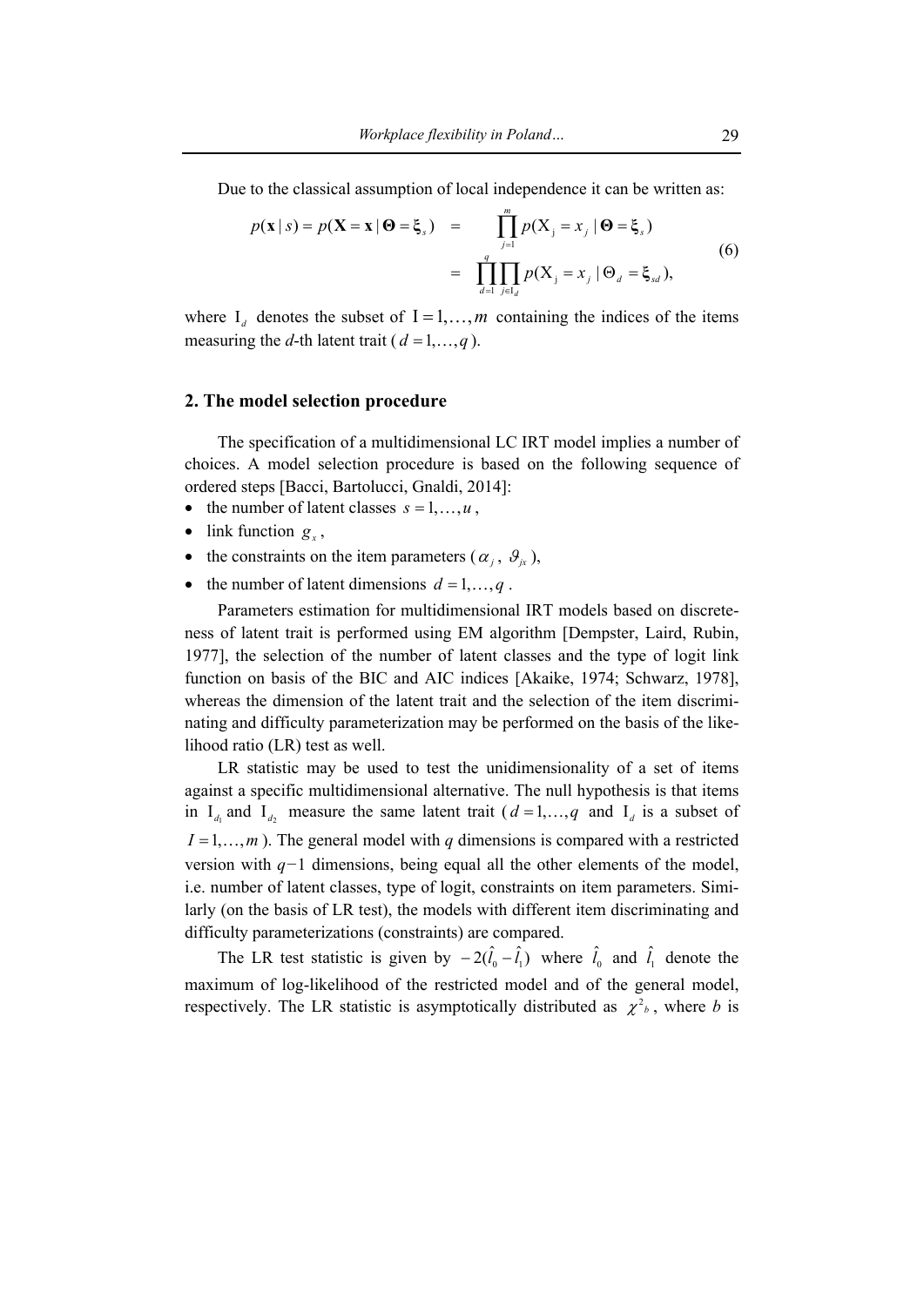Due to the classical assumption of local independence it can be written as:

$$
\begin{aligned}
p(\mathbf{x} \mid s) = p(\mathbf{X} = \mathbf{x} \mid \mathbf{\Theta} = \boldsymbol{\xi}_s) \quad &= \quad \prod_{j=1}^{m} p(\mathrm{X}_j = x_j \mid \mathbf{\Theta} = \boldsymbol{\xi}_s) \\
&= \quad \prod_{d=1}^{q} \prod_{j \in \mathrm{I}_d} p(\mathrm{X}_j = x_j \mid \Theta_d = \boldsymbol{\xi}_{sd}),
\end{aligned}
\tag{6}
$$

where $\mathrm{I}_d$ denotes the subset of $\mathrm{I} = 1, \ldots, m$ containing the indices of the items measuring the *d*-th latent trait ($d = 1, \ldots, q$).

## 2. The model selection procedure

The specification of a multidimensional LC IRT model implies a number of choices. A model selection procedure is based on the following sequence of ordered steps [Bacci, Bartolucci, Gnaldi, 2014]:

- the number of latent classes $s = 1, \ldots, u$,
- link function $g_x$,
- the constraints on the item parameters ($\alpha_j$, $\vartheta_{jx}$),
- the number of latent dimensions $d = 1, \ldots, q$.

Parameters estimation for multidimensional IRT models based on discreteness of latent trait is performed using EM algorithm [Dempster, Laird, Rubin, 1977], the selection of the number of latent classes and the type of logit link function on basis of the BIC and AIC indices [Akaike, 1974; Schwarz, 1978], whereas the dimension of the latent trait and the selection of the item discriminating and difficulty parameterization may be performed on the basis of the likelihood ratio (LR) test as well.

LR statistic may be used to test the unidimensionality of a set of items against a specific multidimensional alternative. The null hypothesis is that items in $\mathrm{I}_{d_1}$ and $\mathrm{I}_{d_2}$ measure the same latent trait ($d = 1, \ldots, q$ and $\mathrm{I}_d$ is a subset of $I = 1, \ldots, m$). The general model with *q* dimensions is compared with a restricted version with $q-1$ dimensions, being equal all the other elements of the model, i.e. number of latent classes, type of logit, constraints on item parameters. Similarly (on the basis of LR test), the models with different item discriminating and difficulty parameterizations (constraints) are compared.

The LR test statistic is given by $-2(\hat{l}_0 - \hat{l}_1)$ where $\hat{l}_0$ and $\hat{l}_1$ denote the maximum of log-likelihood of the restricted model and of the general model, respectively. The LR statistic is asymptotically distributed as $\chi^2{}_b$, where *b* is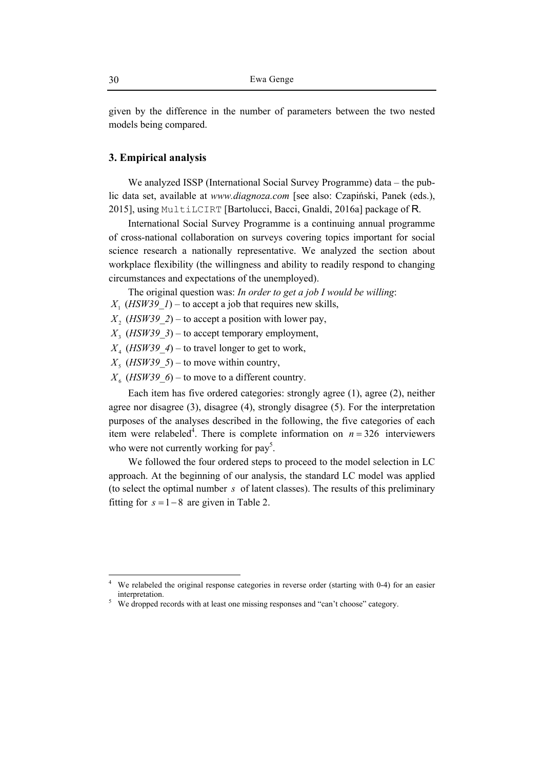given by the difference in the number of parameters between the two nested models being compared.

## 3. Empirical analysis

We analyzed ISSP (International Social Survey Programme) data – the public data set, available at *www.diagnoza.com* [see also: Czapiński, Panek (eds.), 2015], using `MultiLCIRT` [Bartolucci, Bacci, Gnaldi, 2016a] package of R.

International Social Survey Programme is a continuing annual programme of cross-national collaboration on surveys covering topics important for social science research a nationally representative. We analyzed the section about workplace flexibility (the willingness and ability to readily respond to changing circumstances and expectations of the unemployed).

The original question was: *In order to get a job I would be willing*:

$X_1$ (*HSW39_1*) – to accept a job that requires new skills,
$X_2$ (*HSW39_2*) – to accept a position with lower pay,
$X_3$ (*HSW39_3*) – to accept temporary employment,
$X_4$ (*HSW39_4*) – to travel longer to get to work,
$X_5$ (*HSW39_5*) – to move within country,
$X_6$ (*HSW39_6*) – to move to a different country.

Each item has five ordered categories: strongly agree (1), agree (2), neither agree nor disagree (3), disagree (4), strongly disagree (5). For the interpretation purposes of the analyses described in the following, the five categories of each item were relabeled[4]. There is complete information on $n = 326$ interviewers who were not currently working for pay[5].

We followed the four ordered steps to proceed to the model selection in LC approach. At the beginning of our analysis, the standard LC model was applied (to select the optimal number $s$ of latent classes). The results of this preliminary fitting for $s = 1 - 8$ are given in Table 2.

---

[4] We relabeled the original response categories in reverse order (starting with 0-4) for an easier interpretation.

[5] We dropped records with at least one missing responses and "can't choose" category.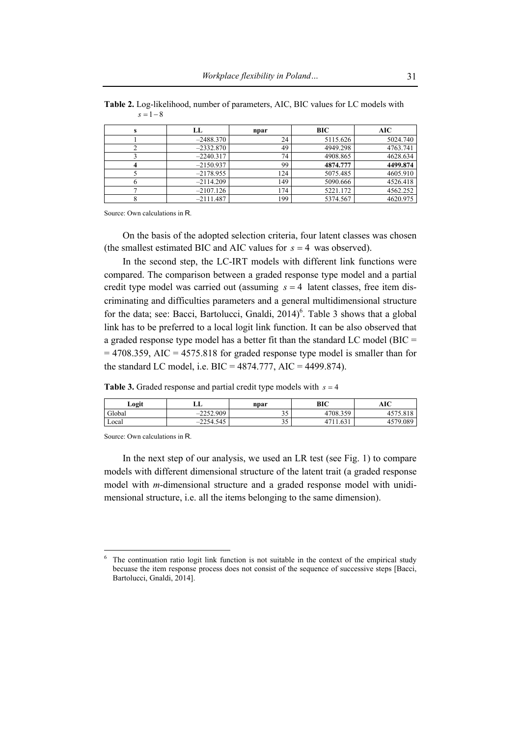**Table 2.** Log-likelihood, number of parameters, AIC, BIC values for LC models with $s = 1 - 8$

| s | LL | npar | BIC | AIC |
|---|---|---|---|---|
| 1 | –2488.370 | 24 | 5115.626 | 5024.740 |
| 2 | –2332.870 | 49 | 4949.298 | 4763.741 |
| 3 | –2240.317 | 74 | 4908.865 | 4628.634 |
| **4** | –2150.937 | 99 | **4874.777** | **4499.874** |
| 5 | –2178.955 | 124 | 5075.485 | 4605.910 |
| 6 | –2114.209 | 149 | 5090.666 | 4526.418 |
| 7 | –2107.126 | 174 | 5221.172 | 4562.252 |
| 8 | –2111.487 | 199 | 5374.567 | 4620.975 |

Source: Own calculations in R.

On the basis of the adopted selection criteria, four latent classes was chosen (the smallest estimated BIC and AIC values for $s = 4$ was observed).

In the second step, the LC-IRT models with different link functions were compared. The comparison between a graded response type model and a partial credit type model was carried out (assuming $s = 4$ latent classes, free item discriminating and difficulties parameters and a general multidimensional structure for the data; see: Bacci, Bartolucci, Gnaldi, 2014)[6]. Table 3 shows that a global link has to be preferred to a local logit link function. It can be also observed that a graded response type model has a better fit than the standard LC model (BIC = = 4708.359, AIC = 4575.818 for graded response type model is smaller than for the standard LC model, i.e. BIC = 4874.777, AIC = 4499.874).

**Table 3.** Graded response and partial credit type models with $s = 4$

| Logit | LL | npar | BIC | AIC |
|---|---|---|---|---|
| Global | –2252.909 | 35 | 4708.359 | 4575.818 |
| Local | –2254.545 | 35 | 4711.631 | 4579.089 |

Source: Own calculations in R.

In the next step of our analysis, we used an LR test (see Fig. 1) to compare models with different dimensional structure of the latent trait (a graded response model with *m*-dimensional structure and a graded response model with unidimensional structure, i.e. all the items belonging to the same dimension).

[6] The continuation ratio logit link function is not suitable in the context of the empirical study becuase the item response process does not consist of the sequence of successive steps [Bacci, Bartolucci, Gnaldi, 2014].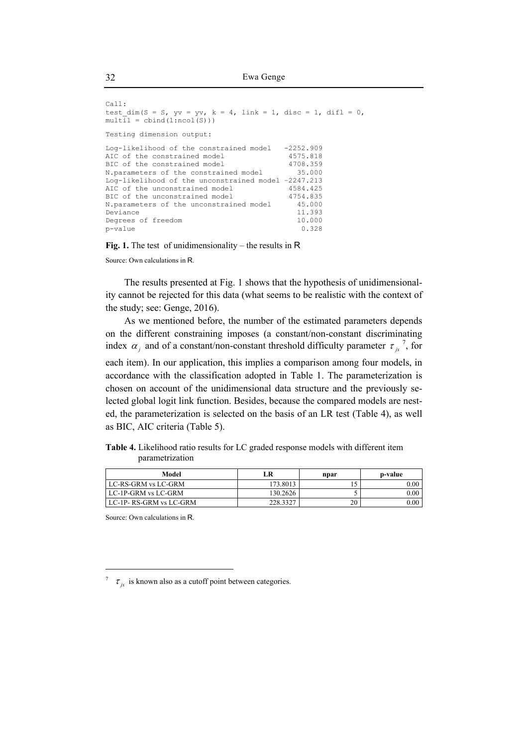```
Call:
test_dim(S = S, yv = yv, k = 4, link = 1, disc = 1, difl = 0,
multi1 = cbind(1:ncol(S)))

Testing dimension output:

Log-likelihood of the constrained model   -2252.909
AIC of the constrained model               4575.818
BIC of the constrained model               4708.359
N.parameters of the constrained model        35.000
Log-likelihood of the unconstrained model -2247.213
AIC of the unconstrained model             4584.425
BIC of the unconstrained model             4754.835
N.parameters of the unconstrained model      45.000
Deviance                                     11.393
Degrees of freedom                           10.000
p-value                                       0.328
```

**Fig. 1.** The test of unidimensionality – the results in R

Source: Own calculations in R.

The results presented at Fig. 1 shows that the hypothesis of unidimensionality cannot be rejected for this data (what seems to be realistic with the context of the study; see: Genge, 2016).

As we mentioned before, the number of the estimated parameters depends on the different constraining imposes (a constant/non-constant discriminating index $\alpha_j$ and of a constant/non-constant threshold difficulty parameter $\tau_{jx}$ [7], for each item). In our application, this implies a comparison among four models, in accordance with the classification adopted in Table 1. The parameterization is chosen on account of the unidimensional data structure and the previously selected global logit link function. Besides, because the compared models are nested, the parameterization is selected on the basis of an LR test (Table 4), as well as BIC, AIC criteria (Table 5).

**Table 4.** Likelihood ratio results for LC graded response models with different item parametrization

| Model | LR | npar | p-value |
|---|---|---|---|
| LC-RS-GRM vs LC-GRM | 173.8013 | 15 | 0.00 |
| LC-1P-GRM vs LC-GRM | 130.2626 | 5 | 0.00 |
| LC-1P- RS-GRM vs LC-GRM | 228.3327 | 20 | 0.00 |

Source: Own calculations in R.

[7] $\tau_{jx}$ is known also as a cutoff point between categories.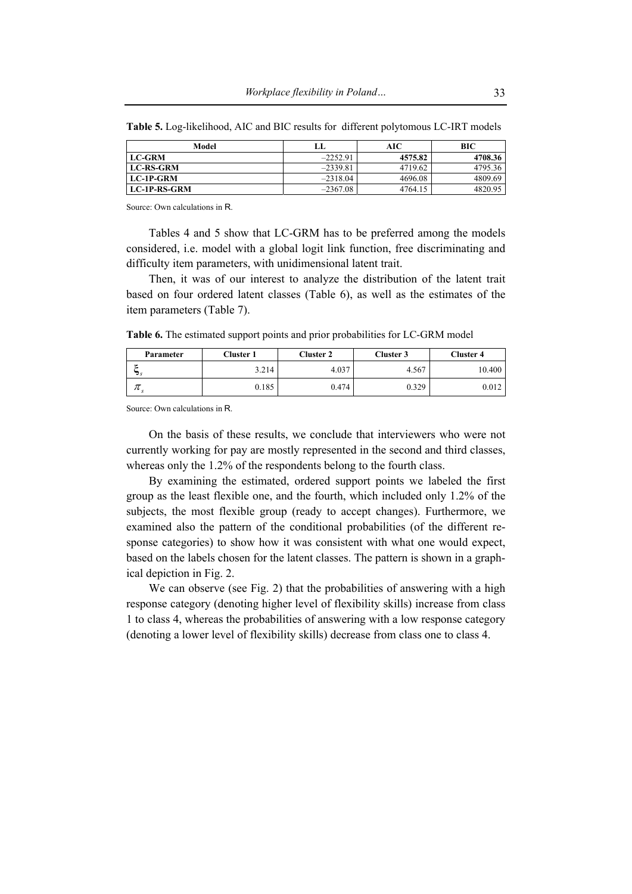**Table 5.** Log-likelihood, AIC and BIC results for different polytomous LC-IRT models

| Model | LL | AIC | BIC |
|---|---|---|---|
| **LC-GRM** | –2252.91 | **4575.82** | **4708.36** |
| **LC-RS-GRM** | –2339.81 | 4719.62 | 4795.36 |
| **LC-1P-GRM** | –2318.04 | 4696.08 | 4809.69 |
| **LC-1P-RS-GRM** | –2367.08 | 4764.15 | 4820.95 |

Source: Own calculations in R.

Tables 4 and 5 show that LC-GRM has to be preferred among the models considered, i.e. model with a global logit link function, free discriminating and difficulty item parameters, with unidimensional latent trait.

Then, it was of our interest to analyze the distribution of the latent trait based on four ordered latent classes (Table 6), as well as the estimates of the item parameters (Table 7).

**Table 6.** The estimated support points and prior probabilities for LC-GRM model

| Parameter | Cluster 1 | Cluster 2 | Cluster 3 | Cluster 4 |
|---|---|---|---|---|
| $\xi_s$ | 3.214 | 4.037 | 4.567 | 10.400 |
| $\pi_s$ | 0.185 | 0.474 | 0.329 | 0.012 |

Source: Own calculations in R.

On the basis of these results, we conclude that interviewers who were not currently working for pay are mostly represented in the second and third classes, whereas only the 1.2% of the respondents belong to the fourth class.

By examining the estimated, ordered support points we labeled the first group as the least flexible one, and the fourth, which included only 1.2% of the subjects, the most flexible group (ready to accept changes). Furthermore, we examined also the pattern of the conditional probabilities (of the different response categories) to show how it was consistent with what one would expect, based on the labels chosen for the latent classes. The pattern is shown in a graphical depiction in Fig. 2.

We can observe (see Fig. 2) that the probabilities of answering with a high response category (denoting higher level of flexibility skills) increase from class 1 to class 4, whereas the probabilities of answering with a low response category (denoting a lower level of flexibility skills) decrease from class one to class 4.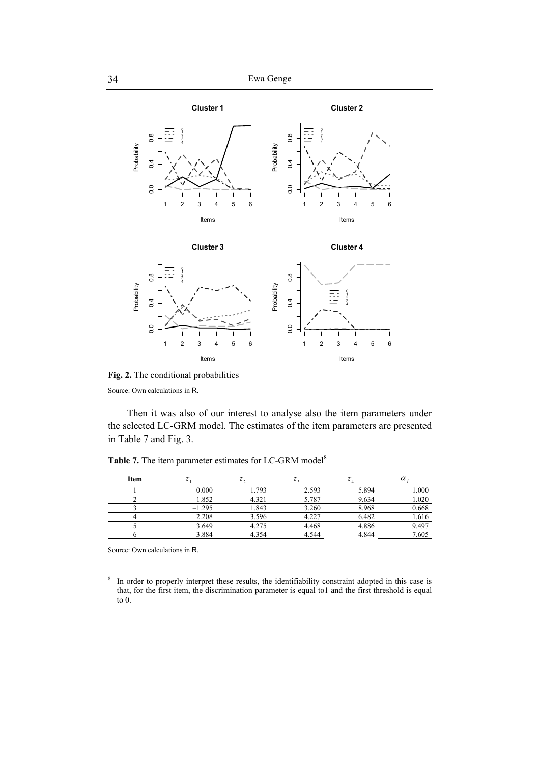**Fig. 2.** The conditional probabilities

Source: Own calculations in R.

Then it was also of our interest to analyse also the item parameters under the selected LC-GRM model. The estimates of the item parameters are presented in Table 7 and Fig. 3.

**Table 7.** The item parameter estimates for LC-GRM model[8]

| Item | $\tau_1$ | $\tau_2$ | $\tau_3$ | $\tau_4$ | $\alpha_j$ |
|---|---|---|---|---|---|
| 1 | 0.000 | 1.793 | 2.593 | 5.894 | 1.000 |
| 2 | 1.852 | 4.321 | 5.787 | 9.634 | 1.020 |
| 3 | –1.295 | 1.843 | 3.260 | 8.968 | 0.668 |
| 4 | 2.208 | 3.596 | 4.227 | 6.482 | 1.616 |
| 5 | 3.649 | 4.275 | 4.468 | 4.886 | 9.497 |
| 6 | 3.884 | 4.354 | 4.544 | 4.844 | 7.605 |

Source: Own calculations in R.

[8] In order to properly interpret these results, the identifiability constraint adopted in this case is that, for the first item, the discrimination parameter is equal to1 and the first threshold is equal to 0.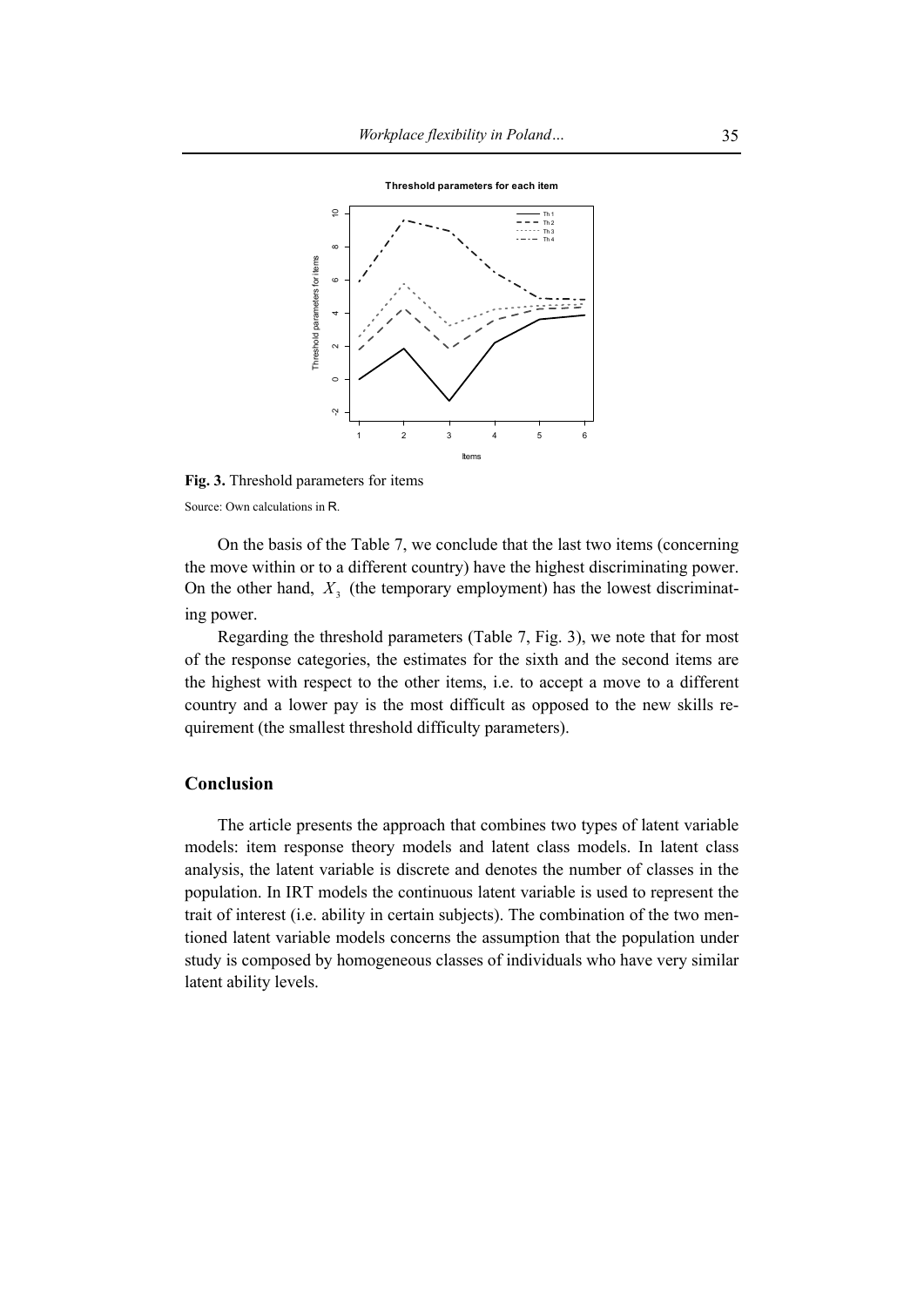**Fig. 3.** Threshold parameters for items

Source: Own calculations in R.

On the basis of the Table 7, we conclude that the last two items (concerning the move within or to a different country) have the highest discriminating power. On the other hand, $X_3$ (the temporary employment) has the lowest discriminating power.

Regarding the threshold parameters (Table 7, Fig. 3), we note that for most of the response categories, the estimates for the sixth and the second items are the highest with respect to the other items, i.e. to accept a move to a different country and a lower pay is the most difficult as opposed to the new skills requirement (the smallest threshold difficulty parameters).

## Conclusion

The article presents the approach that combines two types of latent variable models: item response theory models and latent class models. In latent class analysis, the latent variable is discrete and denotes the number of classes in the population. In IRT models the continuous latent variable is used to represent the trait of interest (i.e. ability in certain subjects). The combination of the two mentioned latent variable models concerns the assumption that the population under study is composed by homogeneous classes of individuals who have very similar latent ability levels.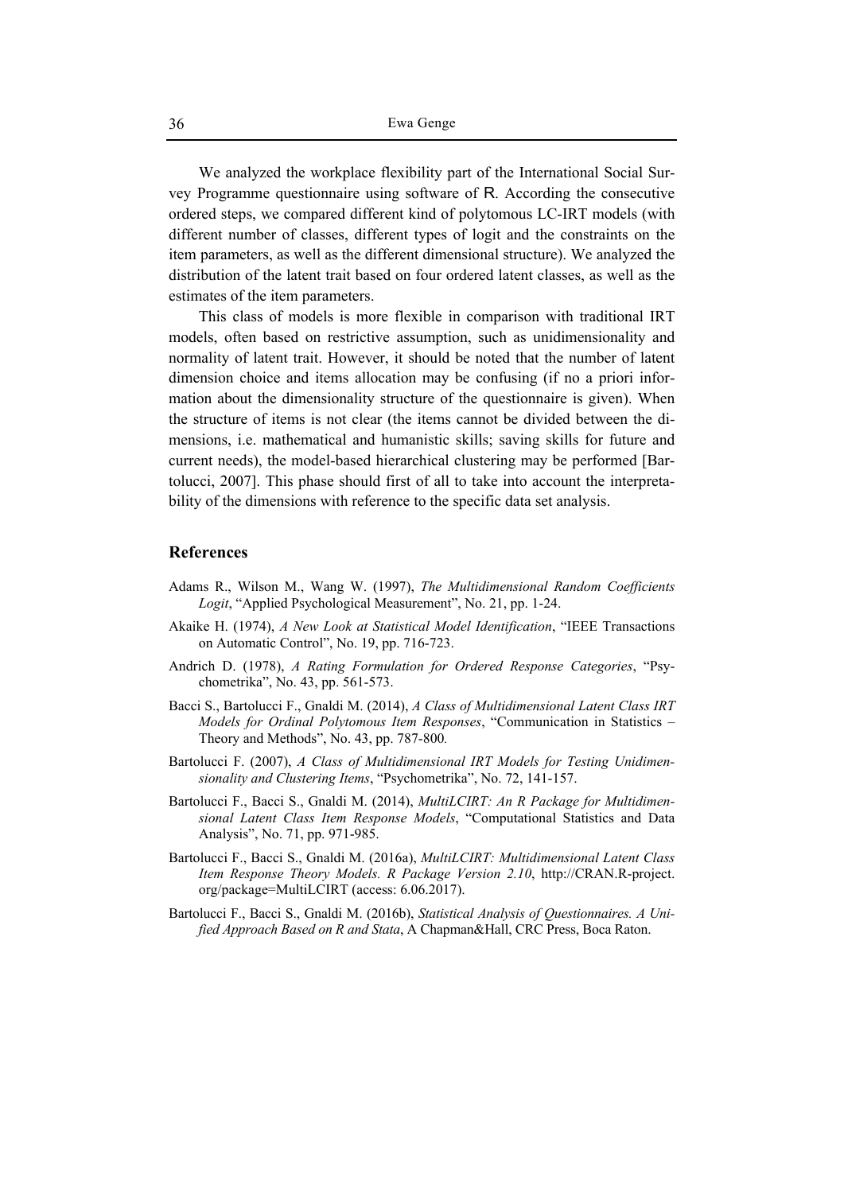We analyzed the workplace flexibility part of the International Social Survey Programme questionnaire using software of R. According the consecutive ordered steps, we compared different kind of polytomous LC-IRT models (with different number of classes, different types of logit and the constraints on the item parameters, as well as the different dimensional structure). We analyzed the distribution of the latent trait based on four ordered latent classes, as well as the estimates of the item parameters.

This class of models is more flexible in comparison with traditional IRT models, often based on restrictive assumption, such as unidimensionality and normality of latent trait. However, it should be noted that the number of latent dimension choice and items allocation may be confusing (if no a priori information about the dimensionality structure of the questionnaire is given). When the structure of items is not clear (the items cannot be divided between the dimensions, i.e. mathematical and humanistic skills; saving skills for future and current needs), the model-based hierarchical clustering may be performed [Bartolucci, 2007]. This phase should first of all to take into account the interpretability of the dimensions with reference to the specific data set analysis.

## References

Adams R., Wilson M., Wang W. (1997), *The Multidimensional Random Coefficients Logit*, "Applied Psychological Measurement", No. 21, pp. 1-24.

Akaike H. (1974), *A New Look at Statistical Model Identification*, "IEEE Transactions on Automatic Control", No. 19, pp. 716-723.

Andrich D. (1978), *A Rating Formulation for Ordered Response Categories*, "Psychometrika", No. 43, pp. 561-573.

Bacci S., Bartolucci F., Gnaldi M. (2014), *A Class of Multidimensional Latent Class IRT Models for Ordinal Polytomous Item Responses*, "Communication in Statistics – Theory and Methods", No. 43, pp. 787-800.

Bartolucci F. (2007), *A Class of Multidimensional IRT Models for Testing Unidimensionality and Clustering Items*, "Psychometrika", No. 72, 141-157.

Bartolucci F., Bacci S., Gnaldi M. (2014), *MultiLCIRT: An R Package for Multidimensional Latent Class Item Response Models*, "Computational Statistics and Data Analysis", No. 71, pp. 971-985.

Bartolucci F., Bacci S., Gnaldi M. (2016a), *MultiLCIRT: Multidimensional Latent Class Item Response Theory Models. R Package Version 2.10*, http://CRAN.R-project.org/package=MultiLCIRT (access: 6.06.2017).

Bartolucci F., Bacci S., Gnaldi M. (2016b), *Statistical Analysis of Questionnaires. A Unified Approach Based on R and Stata*, A Chapman&Hall, CRC Press, Boca Raton.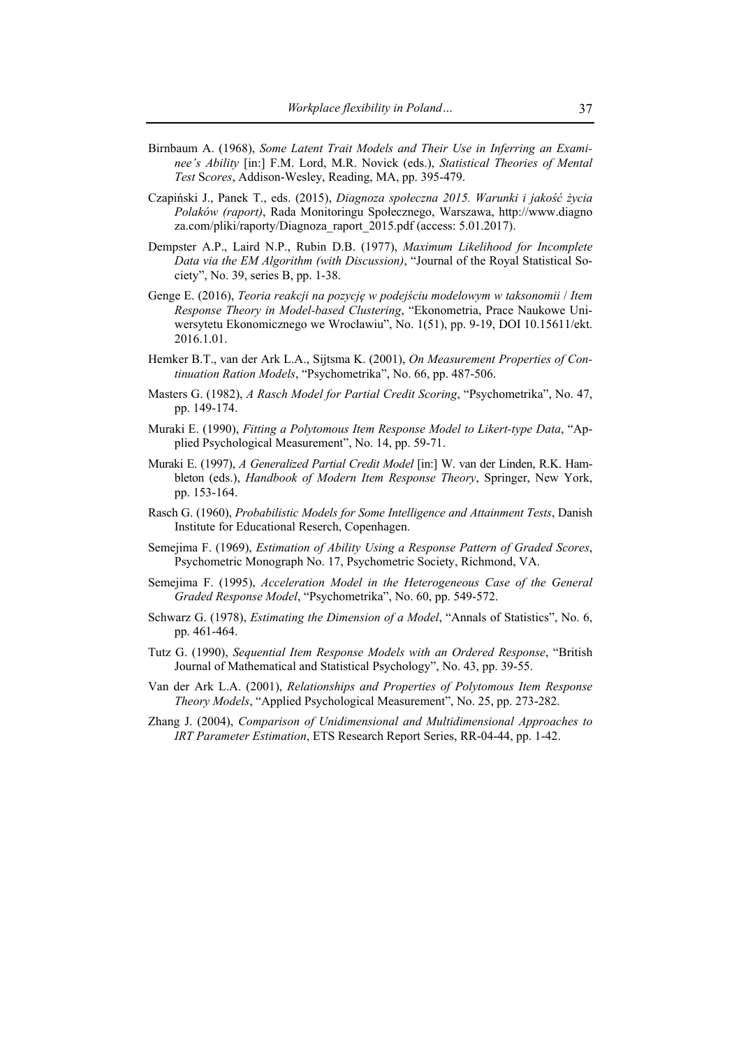Birnbaum A. (1968), *Some Latent Trait Models and Their Use in Inferring an Examinee's Ability* [in:] F.M. Lord, M.R. Novick (eds.), *Statistical Theories of Mental Test* S*cores*, Addison-Wesley, Reading, MA, pp. 395-479.

Czapiński J., Panek T., eds. (2015), *Diagnoza społeczna 2015. Warunki i jakość życia Polaków (raport)*, Rada Monitoringu Społecznego, Warszawa, http://www.diagnoza.com/pliki/raporty/Diagnoza_raport_2015.pdf (access: 5.01.2017).

Dempster A.P., Laird N.P., Rubin D.B. (1977), *Maximum Likelihood for Incomplete Data via the EM Algorithm (with Discussion)*, "Journal of the Royal Statistical Society", No. 39, series B, pp. 1-38.

Genge E. (2016), *Teoria reakcji na pozycję w podejściu modelowym w taksonomii* / *Item Response Theory in Model-based Clustering*, "Ekonometria, Prace Naukowe Uniwersytetu Ekonomicznego we Wrocławiu", No. 1(51), pp. 9-19, DOI 10.15611/ekt.2016.1.01.

Hemker B.T., van der Ark L.A., Sijtsma K. (2001), *On Measurement Properties of Continuation Ration Models*, "Psychometrika", No. 66, pp. 487-506.

Masters G. (1982), *A Rasch Model for Partial Credit Scoring*, "Psychometrika", No. 47, pp. 149-174.

Muraki E. (1990), *Fitting a Polytomous Item Response Model to Likert-type Data*, "Applied Psychological Measurement", No. 14, pp. 59-71.

Muraki E. (1997), *A Generalized Partial Credit Model* [in:] W. van der Linden, R.K. Hambleton (eds.), *Handbook of Modern Item Response Theory*, Springer, New York, pp. 153-164.

Rasch G. (1960), *Probabilistic Models for Some Intelligence and Attainment Tests*, Danish Institute for Educational Reserch, Copenhagen.

Semejima F. (1969), *Estimation of Ability Using a Response Pattern of Graded Scores*, Psychometric Monograph No. 17, Psychometric Society, Richmond, VA.

Semejima F. (1995), *Acceleration Model in the Heterogeneous Case of the General Graded Response Model*, "Psychometrika", No. 60, pp. 549-572.

Schwarz G. (1978), *Estimating the Dimension of a Model*, "Annals of Statistics", No. 6, pp. 461-464.

Tutz G. (1990), *Sequential Item Response Models with an Ordered Response*, "British Journal of Mathematical and Statistical Psychology", No. 43, pp. 39-55.

Van der Ark L.A. (2001), *Relationships and Properties of Polytomous Item Response Theory Models*, "Applied Psychological Measurement", No. 25, pp. 273-282.

Zhang J. (2004), *Comparison of Unidimensional and Multidimensional Approaches to IRT Parameter Estimation*, ETS Research Report Series, RR-04-44, pp. 1-42.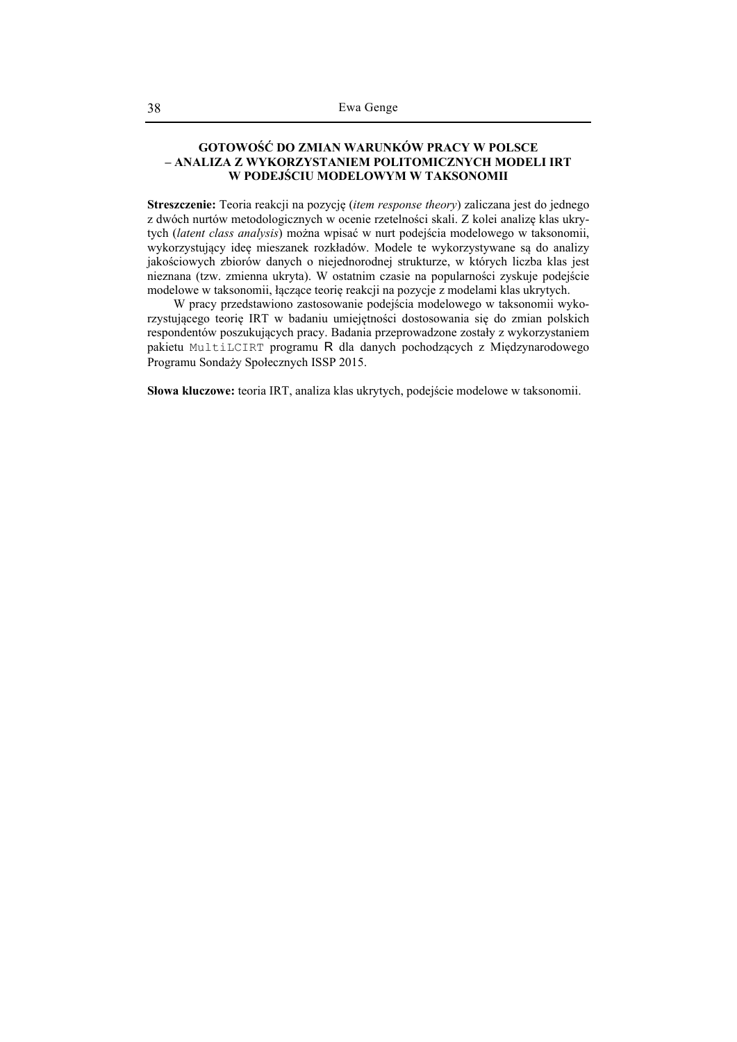## GOTOWOŚĆ DO ZMIAN WARUNKÓW PRACY W POLSCE – ANALIZA Z WYKORZYSTANIEM POLITOMICZNYCH MODELI IRT W PODEJŚCIU MODELOWYM W TAKSONOMII

**Streszczenie:** Teoria reakcji na pozycję (*item response theory*) zaliczana jest do jednego z dwóch nurtów metodologicznych w ocenie rzetelności skali. Z kolei analizę klas ukrytych (*latent class analysis*) można wpisać w nurt podejścia modelowego w taksonomii, wykorzystujący ideę mieszanek rozkładów. Modele te wykorzystywane są do analizy jakościowych zbiorów danych o niejednorodnej strukturze, w których liczba klas jest nieznana (tzw. zmienna ukryta). W ostatnim czasie na popularności zyskuje podejście modelowe w taksonomii, łączące teorię reakcji na pozycje z modelami klas ukrytych.

W pracy przedstawiono zastosowanie podejścia modelowego w taksonomii wykorzystującego teorię IRT w badaniu umiejętności dostosowania się do zmian polskich respondentów poszukujących pracy. Badania przeprowadzone zostały z wykorzystaniem pakietu `MultiLCIRT` programu R dla danych pochodzących z Międzynarodowego Programu Sondaży Społecznych ISSP 2015.

**Słowa kluczowe:** teoria IRT, analiza klas ukrytych, podejście modelowe w taksonomii.